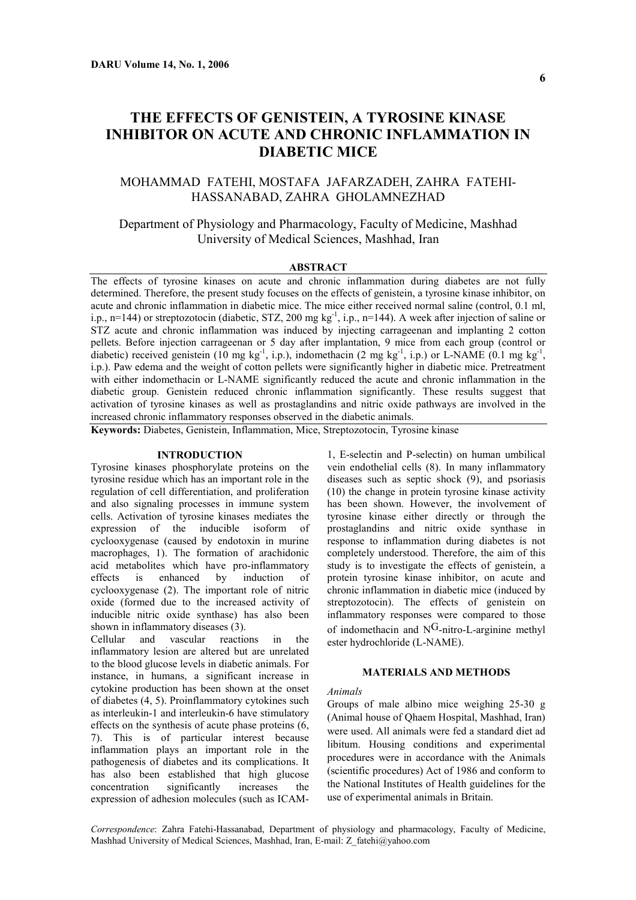# THE EFFECTS OF GENISTEIN, A TYROSINE KINASE INHIBITOR ON ACUTE AND CHRONIC INFLAMMATION IN DIABETIC MICE

MOHAMMAD FATEHI, MOSTAFA JAFARZADEH, ZAHRA FATEHI-HASSANABAD, ZAHRA GHOLAMNEZHAD

Department of Physiology and Pharmacology, Faculty of Medicine, Mashhad University of Medical Sciences, Mashhad, Iran

## ABSTRACT

The effects of tyrosine kinases on acute and chronic inflammation during diabetes are not fully determined. Therefore, the present study focuses on the effects of genistein, a tyrosine kinase inhibitor, on acute and chronic inflammation in diabetic mice. The mice either received normal saline (control, 0.1 ml, i.p., n=144) or streptozotocin (diabetic, STZ, 200 mg $kg^{-1}$, i.p., n=144). A week after injection of saline or STZ acute and chronic inflammation was induced by injecting carrageenan and implanting 2 cotton pellets. Before injection carrageenan or 5 day after implantation, 9 mice from each group (control or diabetic) received genistein (10 mg $kg^{-1}$, i.p.), indomethacin (2 mg $kg^{-1}$, i.p.) or L-NAME (0.1 mg $kg^{-1}$, i.p.). Paw edema and the weight of cotton pellets were significantly higher in diabetic mice. Pretreatment with either indomethacin or L-NAME significantly reduced the acute and chronic inflammation in the diabetic group. Genistein reduced chronic inflammation significantly. These results suggest that activation of tyrosine kinases as well as prostaglandins and nitric oxide pathways are involved in the increased chronic inflammatory responses observed in the diabetic animals.

**Keywords:** Diabetes, Genistein, Inflammation, Mice, Streptozotocin, Tyrosine kinase

## INTRODUCTION

Tyrosine kinases phosphorylate proteins on the tyrosine residue which has an important role in the regulation of cell differentiation, and proliferation and also signaling processes in immune system cells. Activation of tyrosine kinases mediates the expression of the inducible isoform of cyclooxygenase (caused by endotoxin in murine macrophages, 1). The formation of arachidonic acid metabolites which have pro-inflammatory effects is enhanced by induction of cyclooxygenase (2). The important role of nitric oxide (formed due to the increased activity of inducible nitric oxide synthase) has also been shown in inflammatory diseases (3).

Cellular and vascular reactions in the inflammatory lesion are altered but are unrelated to the blood glucose levels in diabetic animals. For instance, in humans, a significant increase in cytokine production has been shown at the onset of diabetes (4, 5). Proinflammatory cytokines such as interleukin-1 and interleukin-6 have stimulatory effects on the synthesis of acute phase proteins (6, 7). This is of particular interest because inflammation plays an important role in the pathogenesis of diabetes and its complications. It has also been established that high glucose concentration significantly increases the expression of adhesion molecules (such as ICAM-1, E-selectin and P-selectin) on human umbilical vein endothelial cells (8). In many inflammatory diseases such as septic shock (9), and psoriasis (10) the change in protein tyrosine kinase activity has been shown. However, the involvement of tyrosine kinase either directly or through the prostaglandins and nitric oxide synthase in response to inflammation during diabetes is not completely understood. Therefore, the aim of this study is to investigate the effects of genistein, a protein tyrosine kinase inhibitor, on acute and chronic inflammation in diabetic mice (induced by streptozotocin). The effects of genistein on inflammatory responses were compared to those of indomethacin and $N^{G}$-nitro-L-arginine methyl ester hydrochloride (L-NAME).

## MATERIALS AND METHODS

*Animals*

Groups of male albino mice weighing 25-30 g (Animal house of Qhaem Hospital, Mashhad, Iran) were used. All animals were fed a standard diet ad libitum. Housing conditions and experimental procedures were in accordance with the Animals (scientific procedures) Act of 1986 and conform to the National Institutes of Health guidelines for the use of experimental animals in Britain.

*Correspondence*: Zahra Fatehi-Hassanabad, Department of physiology and pharmacology, Faculty of Medicine, Mashhad University of Medical Sciences, Mashhad, Iran, E-mail: Z_fatehi@yahoo.com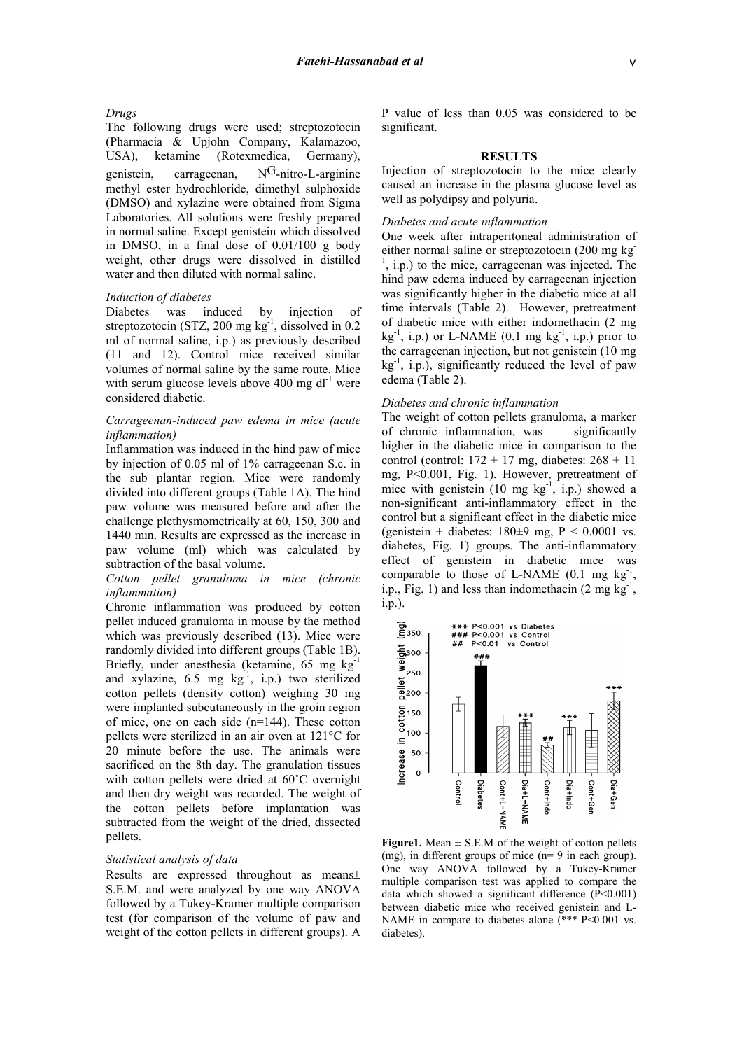*Drugs*

The following drugs were used; streptozotocin (Pharmacia & Upjohn Company, Kalamazoo, USA), ketamine (Rotexmedica, Germany), genistein, carrageenan, $N^G$-nitro-L-arginine methyl ester hydrochloride, dimethyl sulphoxide (DMSO) and xylazine were obtained from Sigma Laboratories. All solutions were freshly prepared in normal saline. Except genistein which dissolved in DMSO, in a final dose of 0.01/100 g body weight, other drugs were dissolved in distilled water and then diluted with normal saline.

*Induction of diabetes*

Diabetes was induced by injection of streptozotocin (STZ, 200 mg $kg^{-1}$, dissolved in 0.2 ml of normal saline, i.p.) as previously described (11 and 12). Control mice received similar volumes of normal saline by the same route. Mice with serum glucose levels above 400 mg $dl^{-1}$ were considered diabetic.

*Carrageenan-induced paw edema in mice (acute inflammation)*

Inflammation was induced in the hind paw of mice by injection of 0.05 ml of 1% carrageenan S.c. in the sub plantar region. Mice were randomly divided into different groups (Table 1A). The hind paw volume was measured before and after the challenge plethysmometrically at 60, 150, 300 and 1440 min. Results are expressed as the increase in paw volume (ml) which was calculated by subtraction of the basal volume.

*Cotton pellet granuloma in mice (chronic inflammation)*

Chronic inflammation was produced by cotton pellet induced granuloma in mouse by the method which was previously described (13). Mice were randomly divided into different groups (Table 1B). Briefly, under anesthesia (ketamine, 65 mg $kg^{-1}$ and xylazine, 6.5 mg $kg^{-1}$, i.p.) two sterilized cotton pellets (density cotton) weighing 30 mg were implanted subcutaneously in the groin region of mice, one on each side (n=144). These cotton pellets were sterilized in an air oven at 121°C for 20 minute before the use. The animals were sacrificed on the 8th day. The granulation tissues with cotton pellets were dried at 60˚C overnight and then dry weight was recorded. The weight of the cotton pellets before implantation was subtracted from the weight of the dried, dissected pellets.

*Statistical analysis of data*

Results are expressed throughout as means± S.E.M. and were analyzed by one way ANOVA followed by a Tukey-Kramer multiple comparison test (for comparison of the volume of paw and weight of the cotton pellets in different groups). A P value of less than 0.05 was considered to be significant.

## RESULTS

Injection of streptozotocin to the mice clearly caused an increase in the plasma glucose level as well as polydipsy and polyuria.

*Diabetes and acute inflammation*

One week after intraperitoneal administration of either normal saline or streptozotocin (200 mg $kg^{-1}$, i.p.) to the mice, carrageenan was injected. The hind paw edema induced by carrageenan injection was significantly higher in the diabetic mice at all time intervals (Table 2). However, pretreatment of diabetic mice with either indomethacin (2 mg $kg^{-1}$, i.p.) or L-NAME (0.1 mg $kg^{-1}$, i.p.) prior to the carrageenan injection, but not genistein (10 mg $kg^{-1}$, i.p.), significantly reduced the level of paw edema (Table 2).

*Diabetes and chronic inflammation*

The weight of cotton pellets granuloma, a marker of chronic inflammation, was significantly higher in the diabetic mice in comparison to the control (control: 172 ± 17 mg, diabetes: 268 ± 11 mg, P<0.001, Fig. 1). However, pretreatment of mice with genistein (10 mg $kg^{-1}$, i.p.) showed a non-significant anti-inflammatory effect in the control but a significant effect in the diabetic mice (genistein + diabetes: 180±9 mg, P < 0.0001 vs. diabetes, Fig. 1) groups. The anti-inflammatory effect of genistein in diabetic mice was comparable to those of L-NAME (0.1 mg $kg^{-1}$, i.p., Fig. 1) and less than indomethacin (2 mg $kg^{-1}$, i.p.).

**Figure1.** Mean ± S.E.M of the weight of cotton pellets (mg), in different groups of mice (n= 9 in each group). One way ANOVA followed by a Tukey-Kramer multiple comparison test was applied to compare the data which showed a significant difference (P<0.001) between diabetic mice who received genistein and L-NAME in compare to diabetes alone (*** P<0.001 vs. diabetes).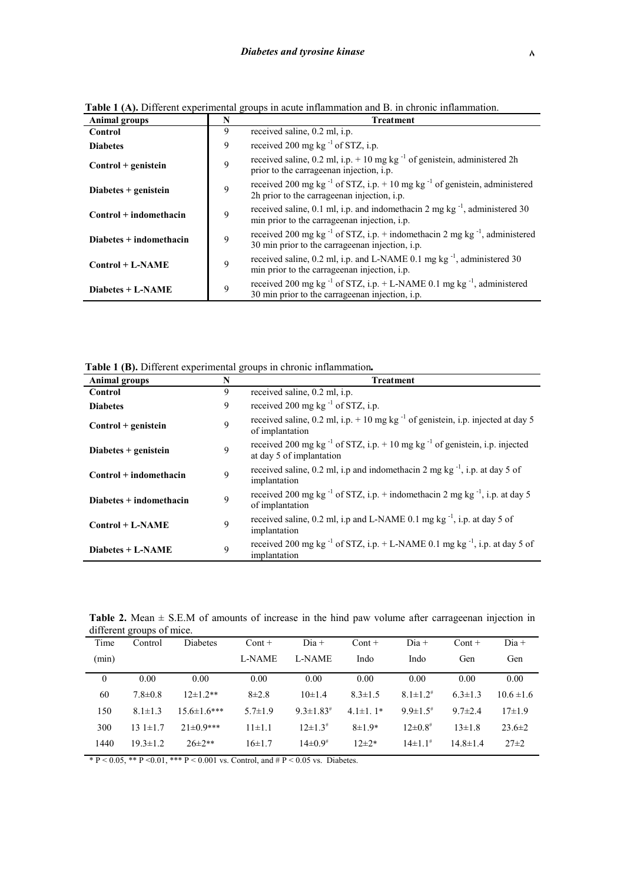**Table 1 (A).** Different experimental groups in acute inflammation and B. in chronic inflammation.

| Animal groups | N | Treatment |
|---|---|---|
| **Control** | 9 | received saline, 0.2 ml, i.p. |
| **Diabetes** | 9 | received 200 mg kg $^{-1}$ of STZ, i.p. |
| **Control + genistein** | 9 | received saline, 0.2 ml, i.p. + 10 mg kg $^{-1}$ of genistein, administered 2h prior to the carrageenan injection, i.p. |
| **Diabetes + genistein** | 9 | received 200 mg kg $^{-1}$ of STZ, i.p. + 10 mg kg $^{-1}$ of genistein, administered 2h prior to the carrageenan injection, i.p. |
| **Control + indomethacin** | 9 | received saline, 0.1 ml, i.p. and indomethacin 2 mg kg $^{-1}$, administered 30 min prior to the carrageenan injection, i.p. |
| **Diabetes + indomethacin** | 9 | received 200 mg kg $^{-1}$ of STZ, i.p. + indomethacin 2 mg kg $^{-1}$, administered 30 min prior to the carrageenan injection, i.p. |
| **Control + L-NAME** | 9 | received saline, 0.2 ml, i.p. and L-NAME 0.1 mg kg $^{-1}$, administered 30 min prior to the carrageenan injection, i.p. |
| **Diabetes + L-NAME** | 9 | received 200 mg kg $^{-1}$ of STZ, i.p. + L-NAME 0.1 mg kg $^{-1}$, administered 30 min prior to the carrageenan injection, i.p. |

**Table 1 (B).** Different experimental groups in chronic inflammation**.**

| Animal groups | N | Treatment |
|---|---|---|
| **Control** | 9 | received saline, 0.2 ml, i.p. |
| **Diabetes** | 9 | received 200 mg kg $^{-1}$ of STZ, i.p. |
| **Control + genistein** | 9 | received saline, 0.2 ml, i.p. + 10 mg kg $^{-1}$ of genistein, i.p. injected at day 5 of implantation |
| **Diabetes + genistein** | 9 | received 200 mg kg $^{-1}$ of STZ, i.p. + 10 mg kg $^{-1}$ of genistein, i.p. injected at day 5 of implantation |
| **Control + indomethacin** | 9 | received saline, 0.2 ml, i.p and indomethacin 2 mg kg $^{-1}$, i.p. at day 5 of implantation |
| **Diabetes + indomethacin** | 9 | received 200 mg kg $^{-1}$ of STZ, i.p. + indomethacin 2 mg kg $^{-1}$, i.p. at day 5 of implantation |
| **Control + L-NAME** | 9 | received saline, 0.2 ml, i.p and L-NAME 0.1 mg kg $^{-1}$, i.p. at day 5 of implantation |
| **Diabetes + L-NAME** | 9 | received 200 mg kg $^{-1}$ of STZ, i.p. + L-NAME 0.1 mg kg $^{-1}$, i.p. at day 5 of implantation |

**Table 2.** Mean ± S.E.M of amounts of increase in the hind paw volume after carrageenan injection in different groups of mice.

| Time (min) | Control | Diabetes | Cont + L-NAME | Dia + L-NAME | Cont + Indo | Dia + Indo | Cont + Gen | Dia + Gen |
|---|---|---|---|---|---|---|---|---|
| 0 | 0.00 | 0.00 | 0.00 | 0.00 | 0.00 | 0.00 | 0.00 | 0.00 |
| 60 | 7.8±0.8 | 12±1.2** | 8±2.8 | 10±1.4 | 8.3±1.5 | 8.1±1.2# | 6.3±1.3 | 10.6 ±1.6 |
| 150 | 8.1±1.3 | 15.6±1.6*** | 5.7±1.9 | 9.3±1.83# | 4.1±1. 1* | 9.9±1.5# | 9.7±2.4 | 17±1.9 |
| 300 | 13 1±1.7 | 21±0.9*** | 11±1.1 | 12±1.3# | 8±1.9* | 12±0.8# | 13±1.8 | 23.6±2 |
| 1440 | 19.3±1.2 | 26±2** | 16±1.7 | 14±0.9# | 12±2* | 14±1.1# | 14.8±1.4 | 27±2 |

\* P < 0.05, ** P <0.01, *** P < 0.001 vs. Control, and # P < 0.05 vs. Diabetes.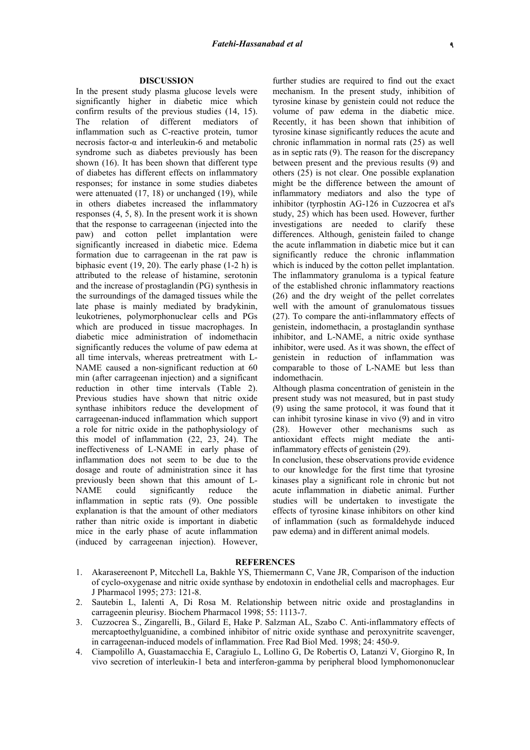## DISCUSSION

In the present study plasma glucose levels were significantly higher in diabetic mice which confirm results of the previous studies (14, 15). The relation of different mediators of inflammation such as C-reactive protein, tumor necrosis factor-α and interleukin-6 and metabolic syndrome such as diabetes previously has been shown (16). It has been shown that different type of diabetes has different effects on inflammatory responses; for instance in some studies diabetes were attenuated (17, 18) or unchanged (19), while in others diabetes increased the inflammatory responses (4, 5, 8). In the present work it is shown that the response to carrageenan (injected into the paw) and cotton pellet implantation were significantly increased in diabetic mice. Edema formation due to carrageenan in the rat paw is biphasic event (19, 20). The early phase (1-2 h) is attributed to the release of histamine, serotonin and the increase of prostaglandin (PG) synthesis in the surroundings of the damaged tissues while the late phase is mainly mediated by bradykinin, leukotrienes, polymorphonuclear cells and PGs which are produced in tissue macrophages. In diabetic mice administration of indomethacin significantly reduces the volume of paw edema at all time intervals, whereas pretreatment with L-NAME caused a non-significant reduction at 60 min (after carrageenan injection) and a significant reduction in other time intervals (Table 2). Previous studies have shown that nitric oxide synthase inhibitors reduce the development of carrageenan-induced inflammation which support a role for nitric oxide in the pathophysiology of this model of inflammation (22, 23, 24). The ineffectiveness of L-NAME in early phase of inflammation does not seem to be due to the dosage and route of administration since it has previously been shown that this amount of L-NAME could significantly reduce the inflammation in septic rats (9). One possible explanation is that the amount of other mediators rather than nitric oxide is important in diabetic mice in the early phase of acute inflammation (induced by carrageenan injection). However, further studies are required to find out the exact mechanism. In the present study, inhibition of tyrosine kinase by genistein could not reduce the volume of paw edema in the diabetic mice. Recently, it has been shown that inhibition of tyrosine kinase significantly reduces the acute and chronic inflammation in normal rats (25) as well as in septic rats (9). The reason for the discrepancy between present and the previous results (9) and others (25) is not clear. One possible explanation might be the difference between the amount of inflammatory mediators and also the type of inhibitor (tyrphostin AG-126 in Cuzzocrea et al's study, 25) which has been used. However, further investigations are needed to clarify these differences. Although, genistein failed to change the acute inflammation in diabetic mice but it can significantly reduce the chronic inflammation which is induced by the cotton pellet implantation. The inflammatory granuloma is a typical feature of the established chronic inflammatory reactions (26) and the dry weight of the pellet correlates well with the amount of granulomatous tissues (27). To compare the anti-inflammatory effects of genistein, indomethacin, a prostaglandin synthase inhibitor, and L-NAME, a nitric oxide synthase inhibitor, were used. As it was shown, the effect of genistein in reduction of inflammation was comparable to those of L-NAME but less than indomethacin.

Although plasma concentration of genistein in the present study was not measured, but in past study (9) using the same protocol, it was found that it can inhibit tyrosine kinase in vivo (9) and in vitro (28). However other mechanisms such as antioxidant effects might mediate the anti-inflammatory effects of genistein (29).

In conclusion, these observations provide evidence to our knowledge for the first time that tyrosine kinases play a significant role in chronic but not acute inflammation in diabetic animal. Further studies will be undertaken to investigate the effects of tyrosine kinase inhibitors on other kind of inflammation (such as formaldehyde induced paw edema) and in different animal models.

## REFERENCES

1. Akarasereenont P, Mitcchell La, Bakhle YS, Thiemermann C, Vane JR, Comparison of the induction of cyclo-oxygenase and nitric oxide synthase by endotoxin in endothelial cells and macrophages. Eur J Pharmacol 1995; 273: 121-8.
2. Sautebin L, Ialenti A, Di Rosa M. Relationship between nitric oxide and prostaglandins in carrageenin pleurisy. Biochem Pharmacol 1998; 55: 1113-7.
3. Cuzzocrea S., Zingarelli, B., Gilard E, Hake P. Salzman AL, Szabo C. Anti-inflammatory effects of mercaptoethylguanidine, a combined inhibitor of nitric oxide synthase and peroxynitrite scavenger, in carrageenan-induced models of inflammation. Free Rad Biol Med. 1998; 24: 450-9.
4. Ciampolillo A, Guastamacchia E, Caragiulo L, Lollino G, De Robertis O, Latanzi V, Giorgino R, In vivo secretion of interleukin-1 beta and interferon-gamma by peripheral blood lymphomononuclear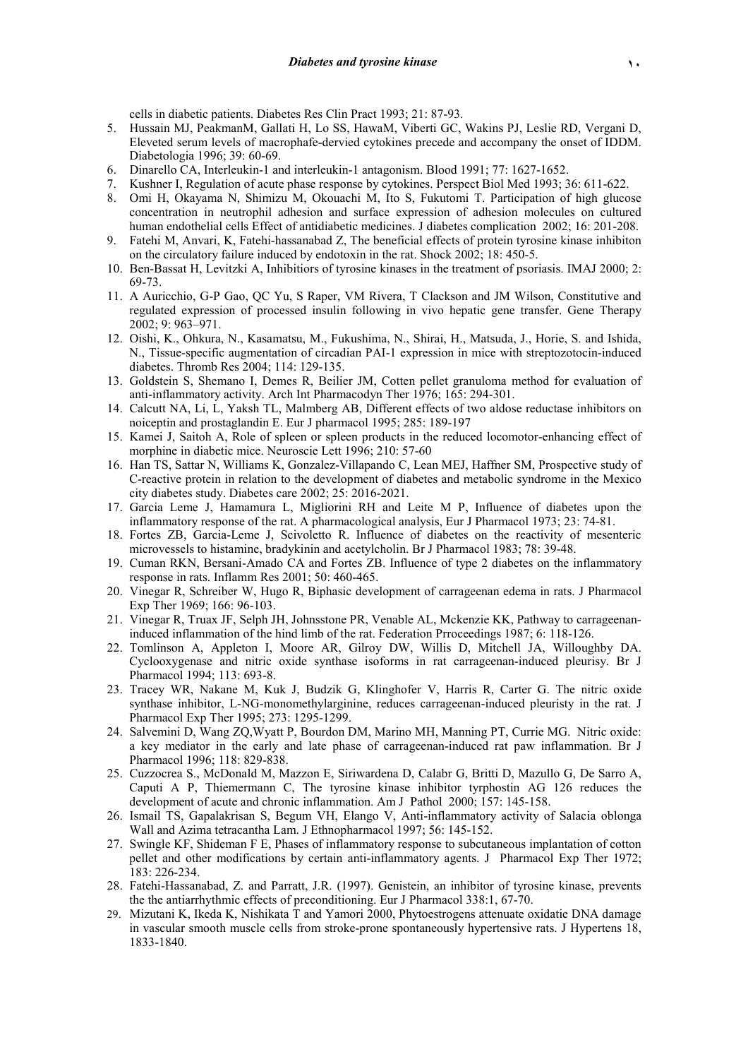cells in diabetic patients. Diabetes Res Clin Pract 1993; 21: 87-93.

5. Hussain MJ, PeakmanM, Gallati H, Lo SS, HawaM, Viberti GC, Wakins PJ, Leslie RD, Vergani D, Eleveted serum levels of macrophafe-dervied cytokines precede and accompany the onset of IDDM. Diabetologia 1996; 39: 60-69.
6. Dinarello CA, Interleukin-1 and interleukin-1 antagonism. Blood 1991; 77: 1627-1652.
7. Kushner I, Regulation of acute phase response by cytokines. Perspect Biol Med 1993; 36: 611-622.
8. Omi H, Okayama N, Shimizu M, Okouachi M, Ito S, Fukutomi T. Participation of high glucose concentration in neutrophil adhesion and surface expression of adhesion molecules on cultured human endothelial cells Effect of antidiabetic medicines. J diabetes complication 2002; 16: 201-208.
9. Fatehi M, Anvari, K, Fatehi-hassanabad Z, The beneficial effects of protein tyrosine kinase inhibiton on the circulatory failure induced by endotoxin in the rat. Shock 2002; 18: 450-5.
10. Ben-Bassat H, Levitzki A, Inhibitiors of tyrosine kinases in the treatment of psoriasis. IMAJ 2000; 2: 69-73.
11. A Auricchio, G-P Gao, QC Yu, S Raper, VM Rivera, T Clackson and JM Wilson, Constitutive and regulated expression of processed insulin following in vivo hepatic gene transfer. Gene Therapy 2002; 9: 963–971.
12. Oishi, K., Ohkura, N., Kasamatsu, M., Fukushima, N., Shirai, H., Matsuda, J., Horie, S. and Ishida, N., Tissue-specific augmentation of circadian PAI-1 expression in mice with streptozotocin-induced diabetes. Thromb Res 2004; 114: 129-135.
13. Goldstein S, Shemano I, Demes R, Beilier JM, Cotten pellet granuloma method for evaluation of anti-inflammatory activity. Arch Int Pharmacodyn Ther 1976; 165: 294-301.
14. Calcutt NA, Li, L, Yaksh TL, Malmberg AB, Different effects of two aldose reductase inhibitors on noiceptin and prostaglandin E. Eur J pharmacol 1995; 285: 189-197
15. Kamei J, Saitoh A, Role of spleen or spleen products in the reduced locomotor-enhancing effect of morphine in diabetic mice. Neuroscie Lett 1996; 210: 57-60
16. Han TS, Sattar N, Williams K, Gonzalez-Villapando C, Lean MEJ, Haffner SM, Prospective study of C-reactive protein in relation to the development of diabetes and metabolic syndrome in the Mexico city diabetes study. Diabetes care 2002; 25: 2016-2021.
17. Garcia Leme J, Hamamura L, Migliorini RH and Leite M P, Influence of diabetes upon the inflammatory response of the rat. A pharmacological analysis, Eur J Pharmacol 1973; 23: 74-81.
18. Fortes ZB, Garcia-Leme J, Scivoletto R. Influence of diabetes on the reactivity of mesenteric microvessels to histamine, bradykinin and acetylcholin. Br J Pharmacol 1983; 78: 39-48.
19. Cuman RKN, Bersani-Amado CA and Fortes ZB. Influence of type 2 diabetes on the inflammatory response in rats. Inflamm Res 2001; 50: 460-465.
20. Vinegar R, Schreiber W, Hugo R, Biphasic development of carrageenan edema in rats. J Pharmacol Exp Ther 1969; 166: 96-103.
21. Vinegar R, Truax JF, Selph JH, Johnsstone PR, Venable AL, Mckenzie KK, Pathway to carrageenan-induced inflammation of the hind limb of the rat. Federation Prroceedings 1987; 6: 118-126.
22. Tomlinson A, Appleton I, Moore AR, Gilroy DW, Willis D, Mitchell JA, Willoughby DA. Cyclooxygenase and nitric oxide synthase isoforms in rat carrageenan-induced pleurisy. Br J Pharmacol 1994; 113: 693-8.
23. Tracey WR, Nakane M, Kuk J, Budzik G, Klinghofer V, Harris R, Carter G. The nitric oxide synthase inhibitor, L-NG-monomethylarginine, reduces carrageenan-induced pleuristy in the rat. J Pharmacol Exp Ther 1995; 273: 1295-1299.
24. Salvemini D, Wang ZQ,Wyatt P, Bourdon DM, Marino MH, Manning PT, Currie MG. Nitric oxide: a key mediator in the early and late phase of carrageenan-induced rat paw inflammation. Br J Pharmacol 1996; 118: 829-838.
25. Cuzzocrea S., McDonald M, Mazzon E, Siriwardena D, Calabr G, Britti D, Mazullo G, De Sarro A, Caputi A P, Thiemermann C, The tyrosine kinase inhibitor tyrphostin AG 126 reduces the development of acute and chronic inflammation. Am J Pathol 2000; 157: 145-158.
26. Ismail TS, Gapalakrisan S, Begum VH, Elango V, Anti-inflammatory activity of Salacia oblonga Wall and Azima tetracantha Lam. J Ethnopharmacol 1997; 56: 145-152.
27. Swingle KF, Shideman F E, Phases of inflammatory response to subcutaneous implantation of cotton pellet and other modifications by certain anti-inflammatory agents. J Pharmacol Exp Ther 1972; 183: 226-234.
28. Fatehi-Hassanabad, Z. and Parratt, J.R. (1997). Genistein, an inhibitor of tyrosine kinase, prevents the the antiarrhythmic effects of preconditioning. Eur J Pharmacol 338:1, 67-70.
29. Mizutani K, Ikeda K, Nishikata T and Yamori 2000, Phytoestrogens attenuate oxidatie DNA damage in vascular smooth muscle cells from stroke-prone spontaneously hypertensive rats. J Hypertens 18, 1833-1840.